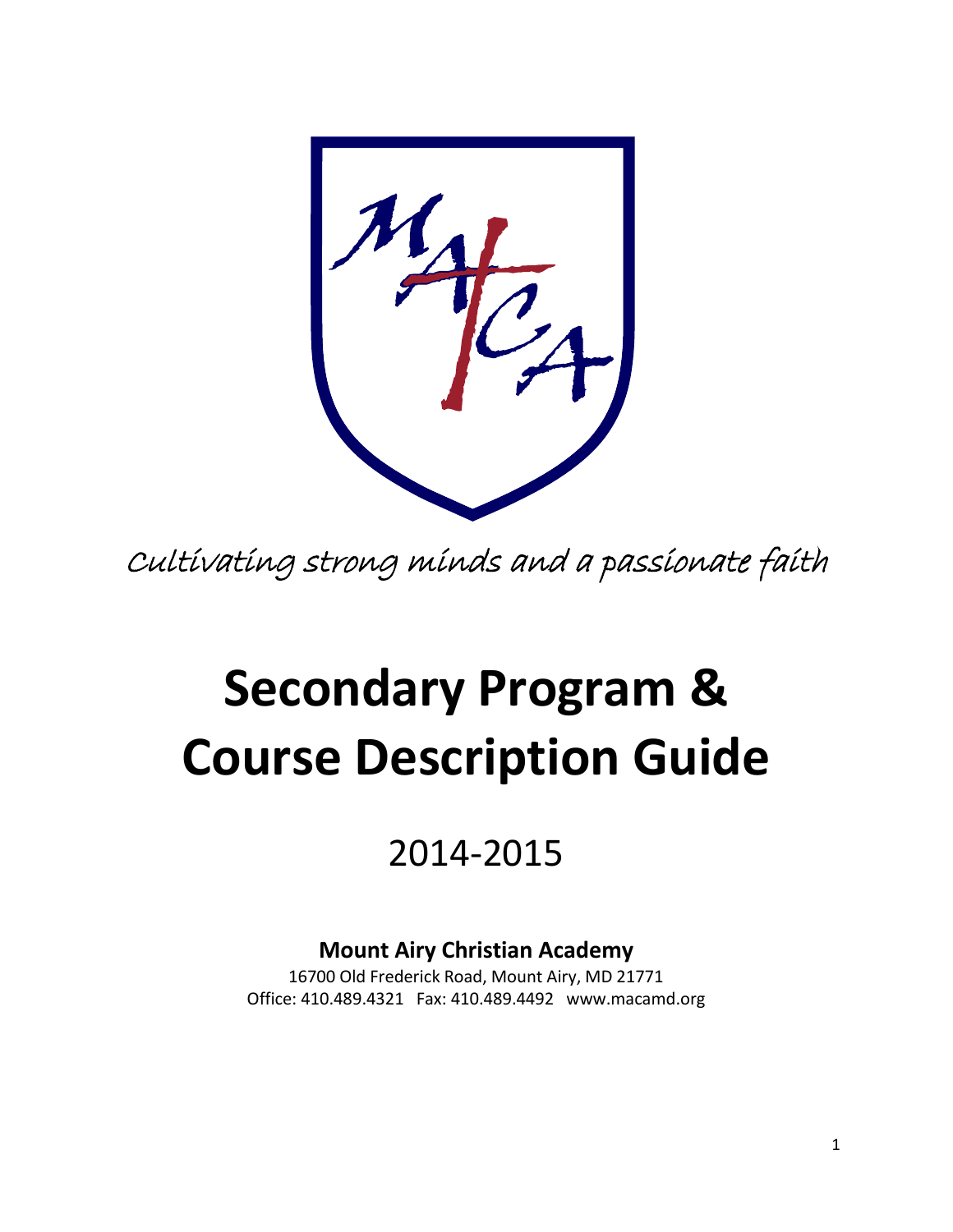*Cultivating strong minds and a passionate faith*

# Secondary Program & Course Description Guide

## 2014-2015

**Mount Airy Christian Academy**

16700 Old Frederick Road, Mount Airy, MD 21771

Office: 410.489.4321 Fax: 410.489.4492 www.macamd.org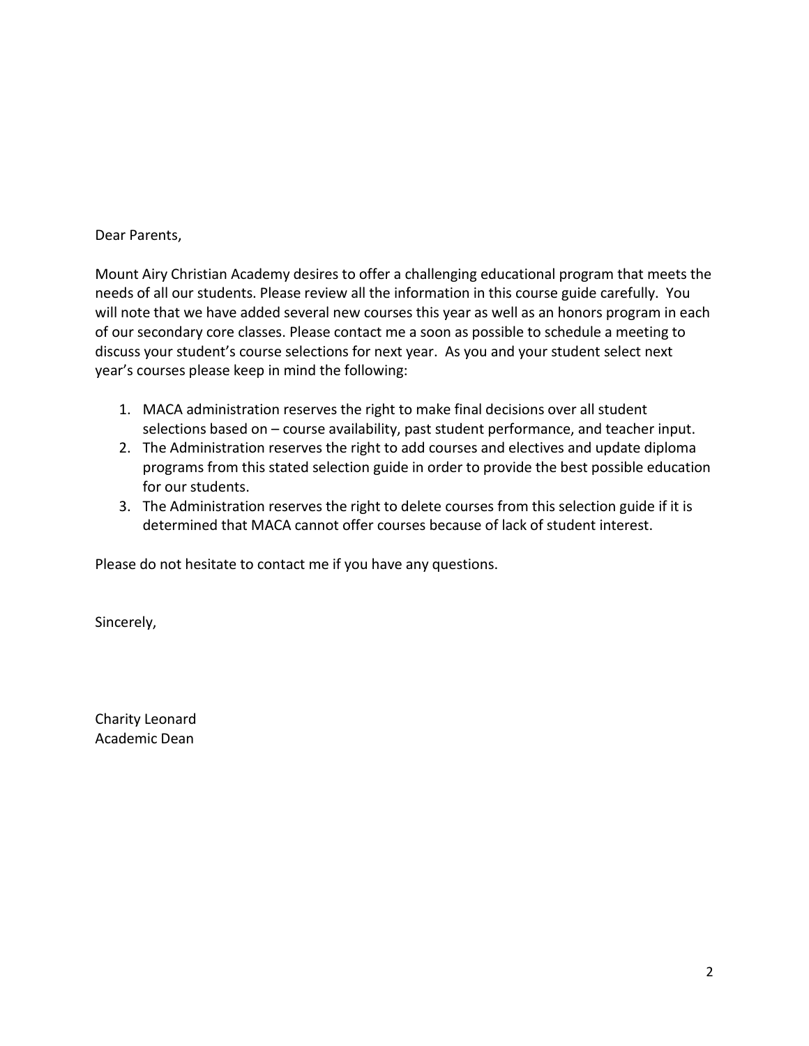Dear Parents,

Mount Airy Christian Academy desires to offer a challenging educational program that meets the needs of all our students. Please review all the information in this course guide carefully. You will note that we have added several new courses this year as well as an honors program in each of our secondary core classes. Please contact me a soon as possible to schedule a meeting to discuss your student's course selections for next year. As you and your student select next year's courses please keep in mind the following:

1. MACA administration reserves the right to make final decisions over all student selections based on – course availability, past student performance, and teacher input.
2. The Administration reserves the right to add courses and electives and update diploma programs from this stated selection guide in order to provide the best possible education for our students.
3. The Administration reserves the right to delete courses from this selection guide if it is determined that MACA cannot offer courses because of lack of student interest.

Please do not hesitate to contact me if you have any questions.

Sincerely,

Charity Leonard
Academic Dean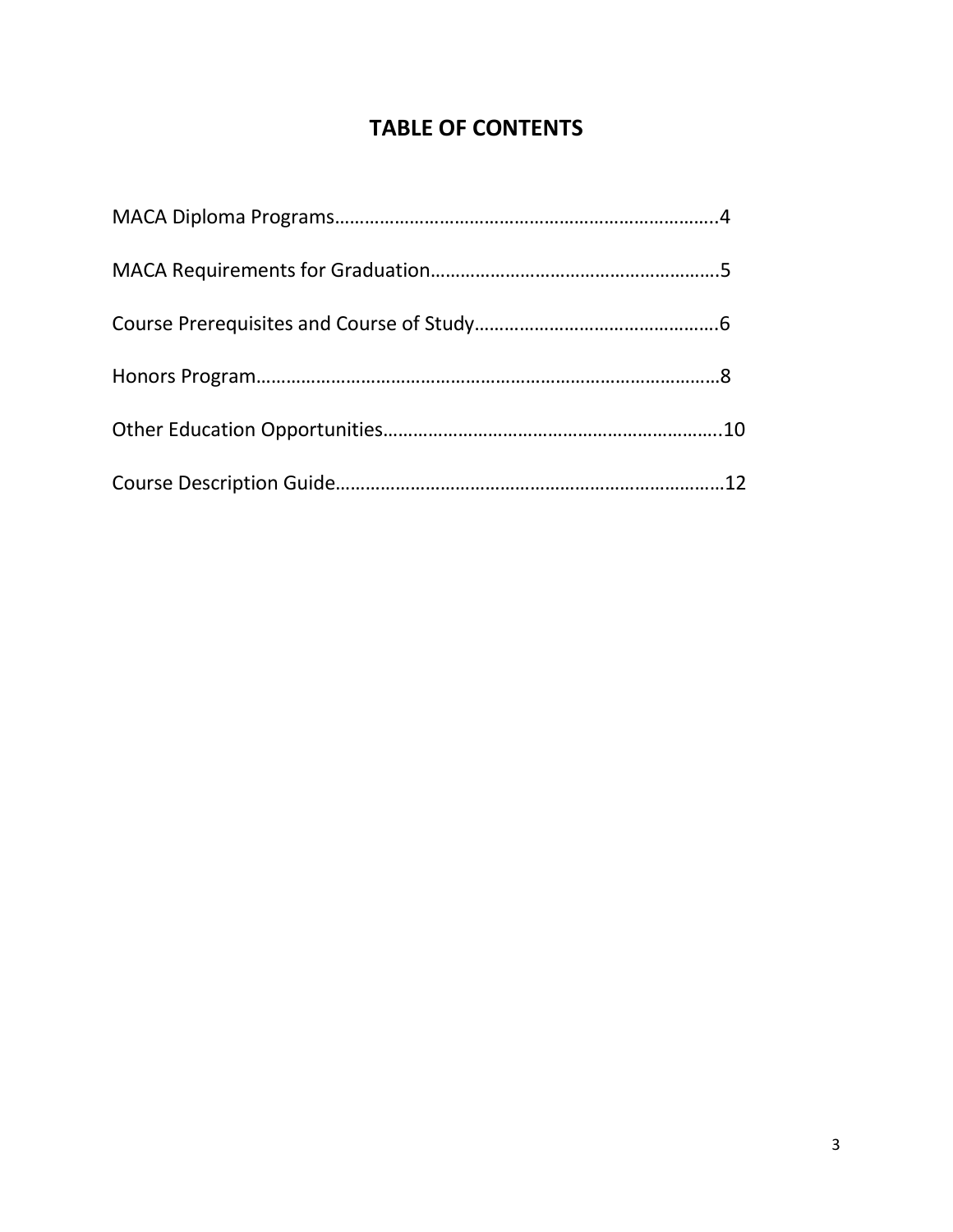# TABLE OF CONTENTS

MACA Diploma Programs…………………………………………………………………..4

MACA Requirements for Graduation…………………………………………………5

Course Prerequisites and Course of Study…………………………………………6

Honors Program…………………………………………………………………………………8

Other Education Opportunities…………………………………………………………..10

Course Description Guide…………………………………………………………………12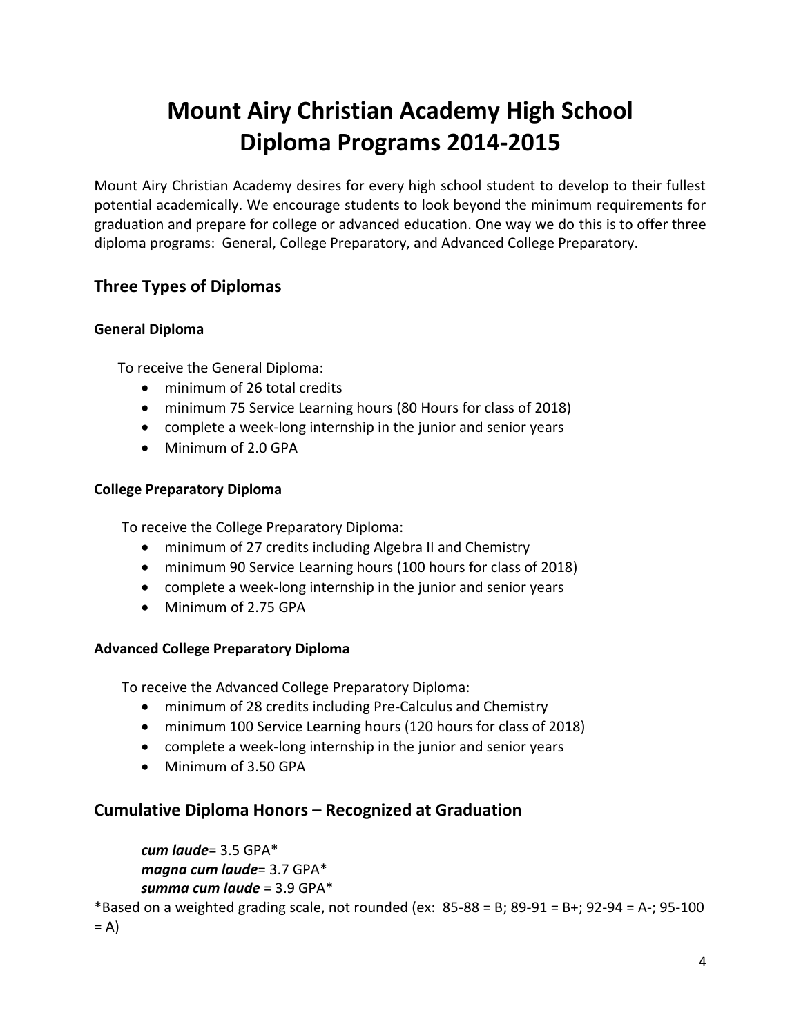# Mount Airy Christian Academy High School Diploma Programs 2014-2015

Mount Airy Christian Academy desires for every high school student to develop to their fullest potential academically. We encourage students to look beyond the minimum requirements for graduation and prepare for college or advanced education. One way we do this is to offer three diploma programs: General, College Preparatory, and Advanced College Preparatory.

## Three Types of Diplomas

### General Diploma

To receive the General Diploma:

- minimum of 26 total credits
- minimum 75 Service Learning hours (80 Hours for class of 2018)
- complete a week-long internship in the junior and senior years
- Minimum of 2.0 GPA

### College Preparatory Diploma

To receive the College Preparatory Diploma:

- minimum of 27 credits including Algebra II and Chemistry
- minimum 90 Service Learning hours (100 hours for class of 2018)
- complete a week-long internship in the junior and senior years
- Minimum of 2.75 GPA

### Advanced College Preparatory Diploma

To receive the Advanced College Preparatory Diploma:

- minimum of 28 credits including Pre-Calculus and Chemistry
- minimum 100 Service Learning hours (120 hours for class of 2018)
- complete a week-long internship in the junior and senior years
- Minimum of 3.50 GPA

## Cumulative Diploma Honors – Recognized at Graduation

***cum laude***= 3.5 GPA*
***magna cum laude***= 3.7 GPA*
***summa cum laude*** = 3.9 GPA*

*Based on a weighted grading scale, not rounded (ex: 85-88 = B; 89-91 = B+; 92-94 = A-; 95-100 = A)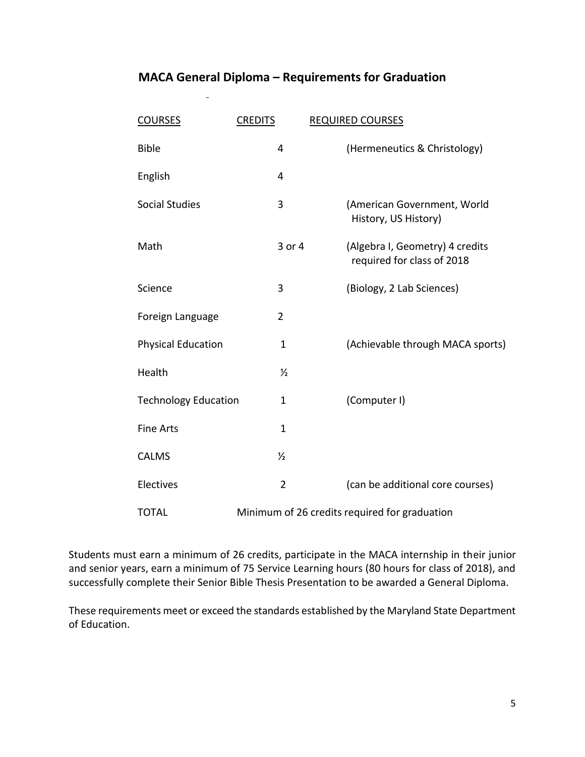## MACA General Diploma – Requirements for Graduation

| COURSES | CREDITS | REQUIRED COURSES |
|---|---|---|
| Bible | 4 | (Hermeneutics & Christology) |
| English | 4 | |
| Social Studies | 3 | (American Government, World History, US History) |
| Math | 3 or 4 | (Algebra I, Geometry) 4 credits required for class of 2018 |
| Science | 3 | (Biology, 2 Lab Sciences) |
| Foreign Language | 2 | |
| Physical Education | 1 | (Achievable through MACA sports) |
| Health | ½ | |
| Technology Education | 1 | (Computer I) |
| Fine Arts | 1 | |
| CALMS | ½ | |
| Electives | 2 | (can be additional core courses) |
| TOTAL | Minimum of 26 credits required for graduation | |

Students must earn a minimum of 26 credits, participate in the MACA internship in their junior and senior years, earn a minimum of 75 Service Learning hours (80 hours for class of 2018), and successfully complete their Senior Bible Thesis Presentation to be awarded a General Diploma.

These requirements meet or exceed the standards established by the Maryland State Department of Education.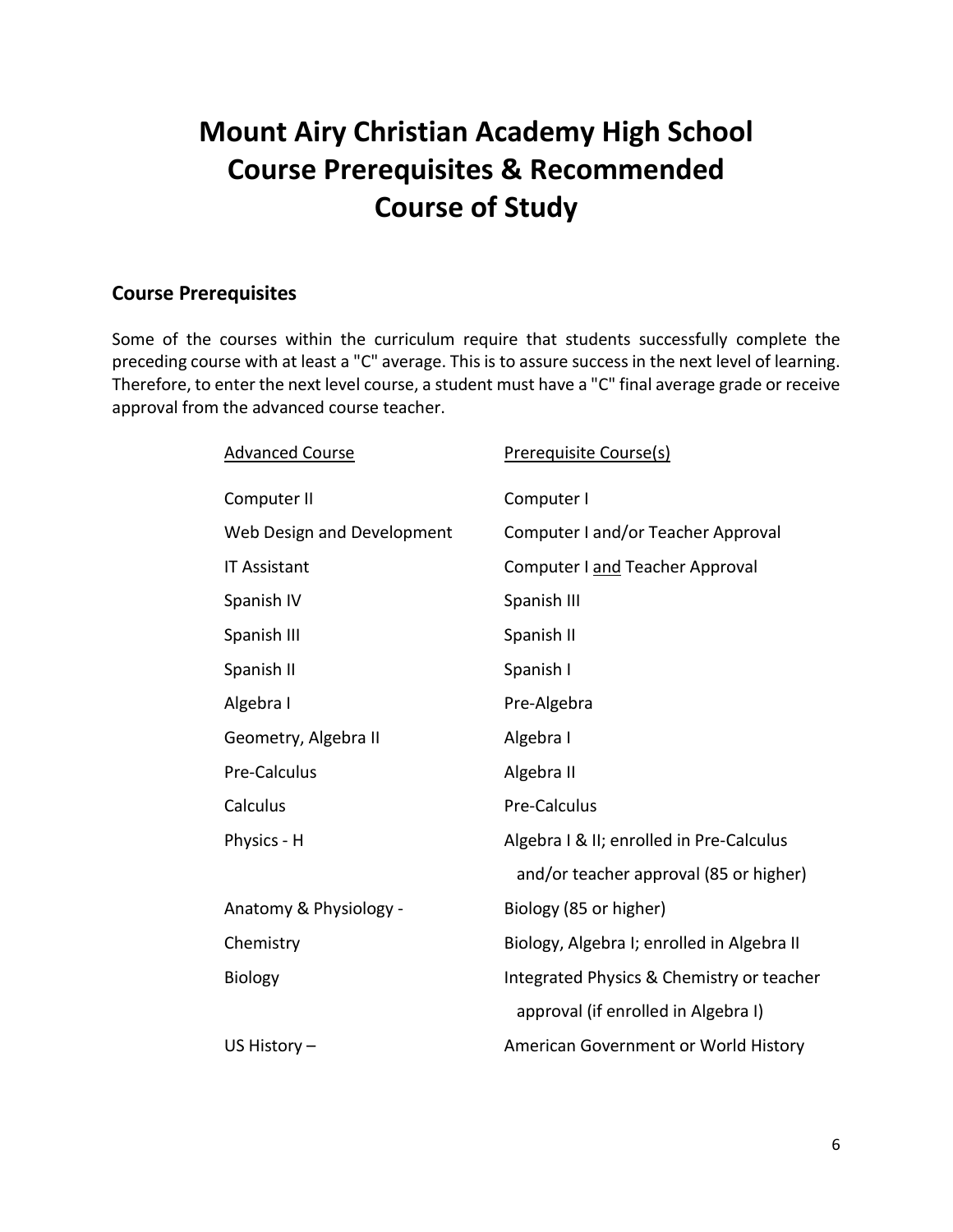# Mount Airy Christian Academy High School Course Prerequisites & Recommended Course of Study

## Course Prerequisites

Some of the courses within the curriculum require that students successfully complete the preceding course with at least a "C" average. This is to assure success in the next level of learning. Therefore, to enter the next level course, a student must have a "C" final average grade or receive approval from the advanced course teacher.

| Advanced Course | Prerequisite Course(s) |
|---|---|
| Computer II | Computer I |
| Web Design and Development | Computer I and/or Teacher Approval |
| IT Assistant | Computer I and Teacher Approval |
| Spanish IV | Spanish III |
| Spanish III | Spanish II |
| Spanish II | Spanish I |
| Algebra I | Pre-Algebra |
| Geometry, Algebra II | Algebra I |
| Pre-Calculus | Algebra II |
| Calculus | Pre-Calculus |
| Physics - H | Algebra I & II; enrolled in Pre-Calculus and/or teacher approval (85 or higher) |
| Anatomy & Physiology - | Biology (85 or higher) |
| Chemistry | Biology, Algebra I; enrolled in Algebra II |
| Biology | Integrated Physics & Chemistry or teacher approval (if enrolled in Algebra I) |
| US History – | American Government or World History |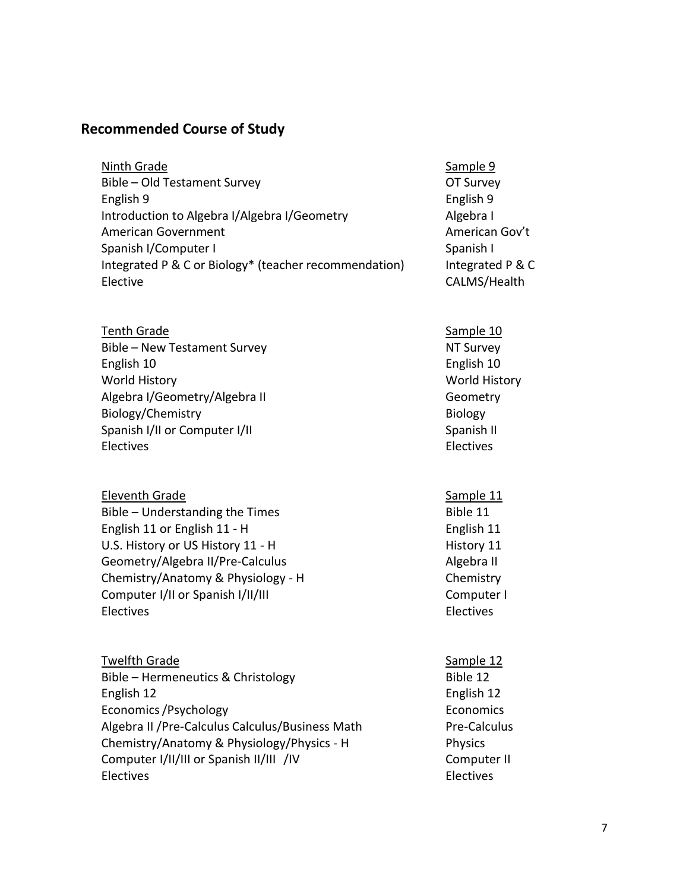## Recommended Course of Study

| Ninth Grade | Sample 9 |
|---|---|
| Bible – Old Testament Survey | OT Survey |
| English 9 | English 9 |
| Introduction to Algebra I/Algebra I/Geometry | Algebra I |
| American Government | American Gov't |
| Spanish I/Computer I | Spanish I |
| Integrated P & C or Biology* (teacher recommendation) | Integrated P & C |
| Elective | CALMS/Health |

| Tenth Grade | Sample 10 |
|---|---|
| Bible – New Testament Survey | NT Survey |
| English 10 | English 10 |
| World History | World History |
| Algebra I/Geometry/Algebra II | Geometry |
| Biology/Chemistry | Biology |
| Spanish I/II or Computer I/II | Spanish II |
| Electives | Electives |

| Eleventh Grade | Sample 11 |
|---|---|
| Bible – Understanding the Times | Bible 11 |
| English 11 or English 11 - H | English 11 |
| U.S. History or US History 11 - H | History 11 |
| Geometry/Algebra II/Pre-Calculus | Algebra II |
| Chemistry/Anatomy & Physiology - H | Chemistry |
| Computer I/II or Spanish I/II/III | Computer I |
| Electives | Electives |

| Twelfth Grade | Sample 12 |
|---|---|
| Bible – Hermeneutics & Christology | Bible 12 |
| English 12 | English 12 |
| Economics /Psychology | Economics |
| Algebra II /Pre-Calculus Calculus/Business Math | Pre-Calculus |
| Chemistry/Anatomy & Physiology/Physics - H | Physics |
| Computer I/II/III or Spanish II/III /IV | Computer II |
| Electives | Electives |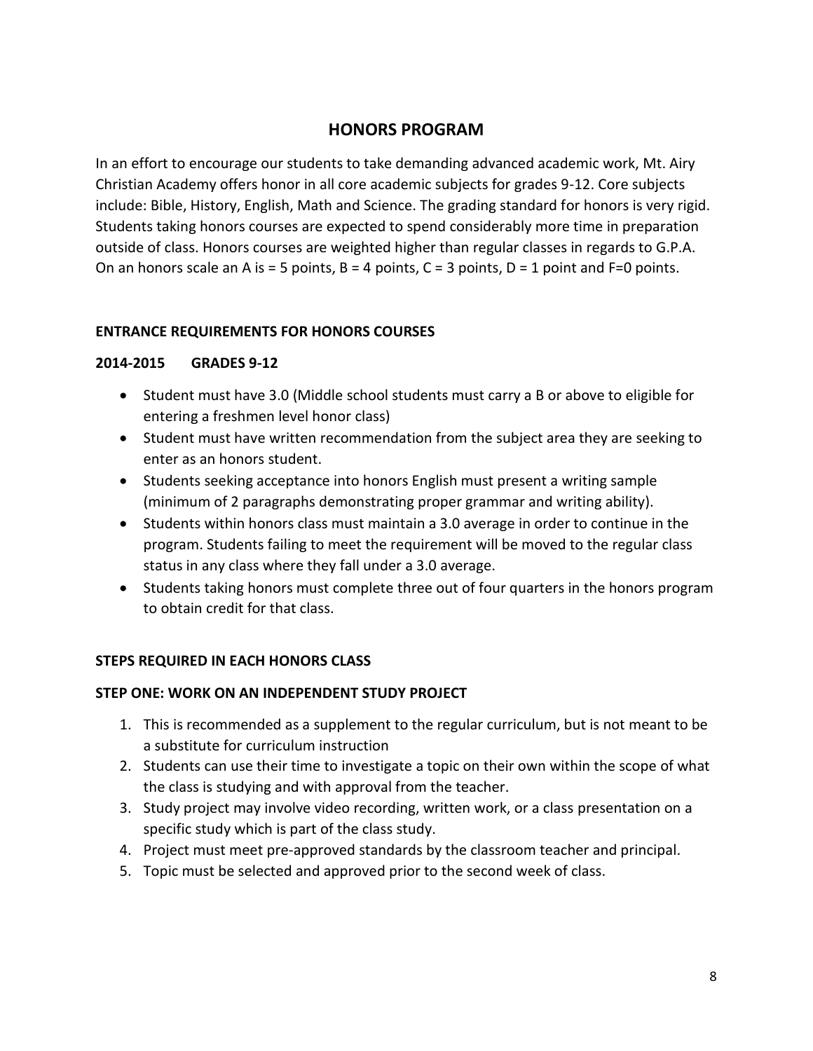# HONORS PROGRAM

In an effort to encourage our students to take demanding advanced academic work, Mt. Airy Christian Academy offers honor in all core academic subjects for grades 9-12. Core subjects include: Bible, History, English, Math and Science. The grading standard for honors is very rigid. Students taking honors courses are expected to spend considerably more time in preparation outside of class. Honors courses are weighted higher than regular classes in regards to G.P.A. On an honors scale an A is = 5 points, B = 4 points, C = 3 points, D = 1 point and F=0 points.

### ENTRANCE REQUIREMENTS FOR HONORS COURSES

### 2014-2015 GRADES 9-12

- Student must have 3.0 (Middle school students must carry a B or above to eligible for entering a freshmen level honor class)
- Student must have written recommendation from the subject area they are seeking to enter as an honors student.
- Students seeking acceptance into honors English must present a writing sample (minimum of 2 paragraphs demonstrating proper grammar and writing ability).
- Students within honors class must maintain a 3.0 average in order to continue in the program. Students failing to meet the requirement will be moved to the regular class status in any class where they fall under a 3.0 average.
- Students taking honors must complete three out of four quarters in the honors program to obtain credit for that class.

### STEPS REQUIRED IN EACH HONORS CLASS

### STEP ONE: WORK ON AN INDEPENDENT STUDY PROJECT

1. This is recommended as a supplement to the regular curriculum, but is not meant to be a substitute for curriculum instruction
2. Students can use their time to investigate a topic on their own within the scope of what the class is studying and with approval from the teacher.
3. Study project may involve video recording, written work, or a class presentation on a specific study which is part of the class study.
4. Project must meet pre-approved standards by the classroom teacher and principal.
5. Topic must be selected and approved prior to the second week of class.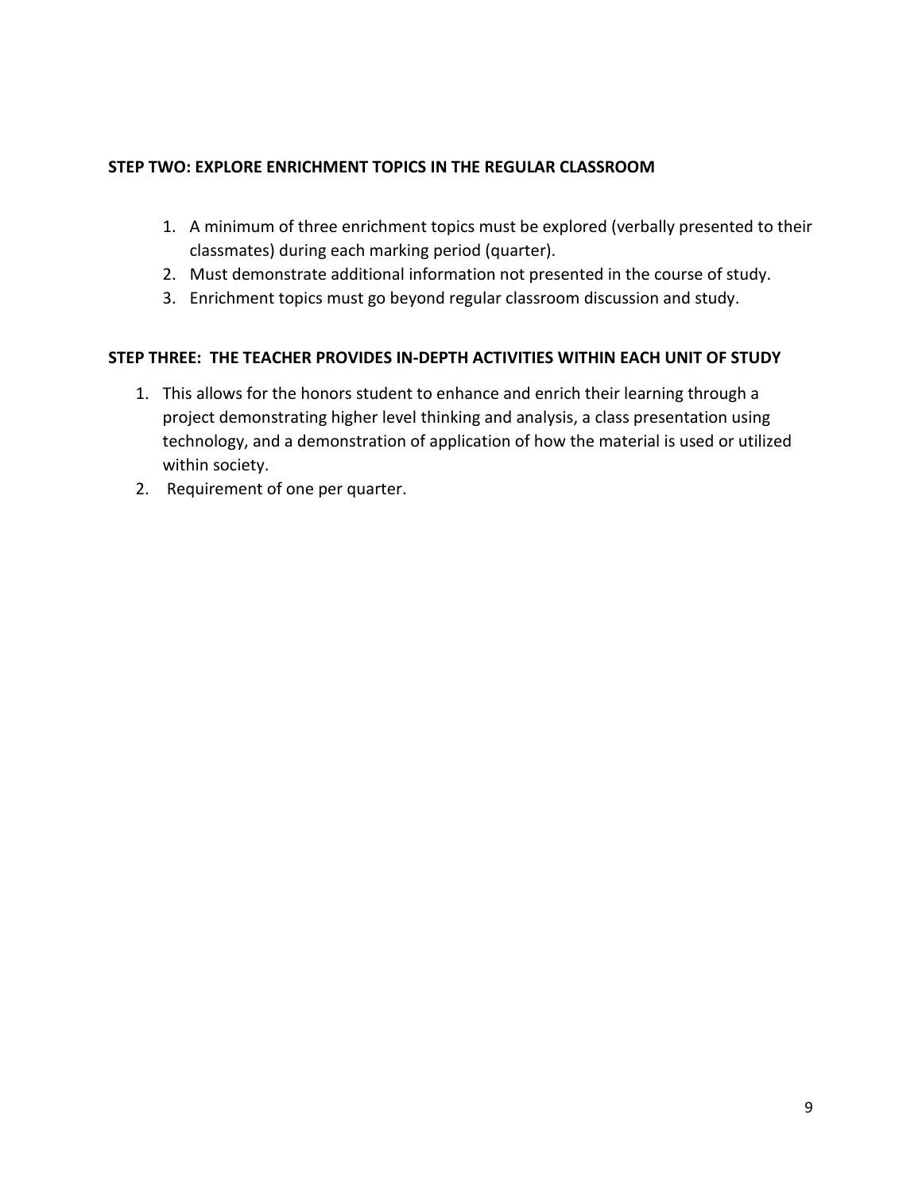**STEP TWO: EXPLORE ENRICHMENT TOPICS IN THE REGULAR CLASSROOM**

1. A minimum of three enrichment topics must be explored (verbally presented to their classmates) during each marking period (quarter).
2. Must demonstrate additional information not presented in the course of study.
3. Enrichment topics must go beyond regular classroom discussion and study.

**STEP THREE: THE TEACHER PROVIDES IN-DEPTH ACTIVITIES WITHIN EACH UNIT OF STUDY**

1. This allows for the honors student to enhance and enrich their learning through a project demonstrating higher level thinking and analysis, a class presentation using technology, and a demonstration of application of how the material is used or utilized within society.
2. Requirement of one per quarter.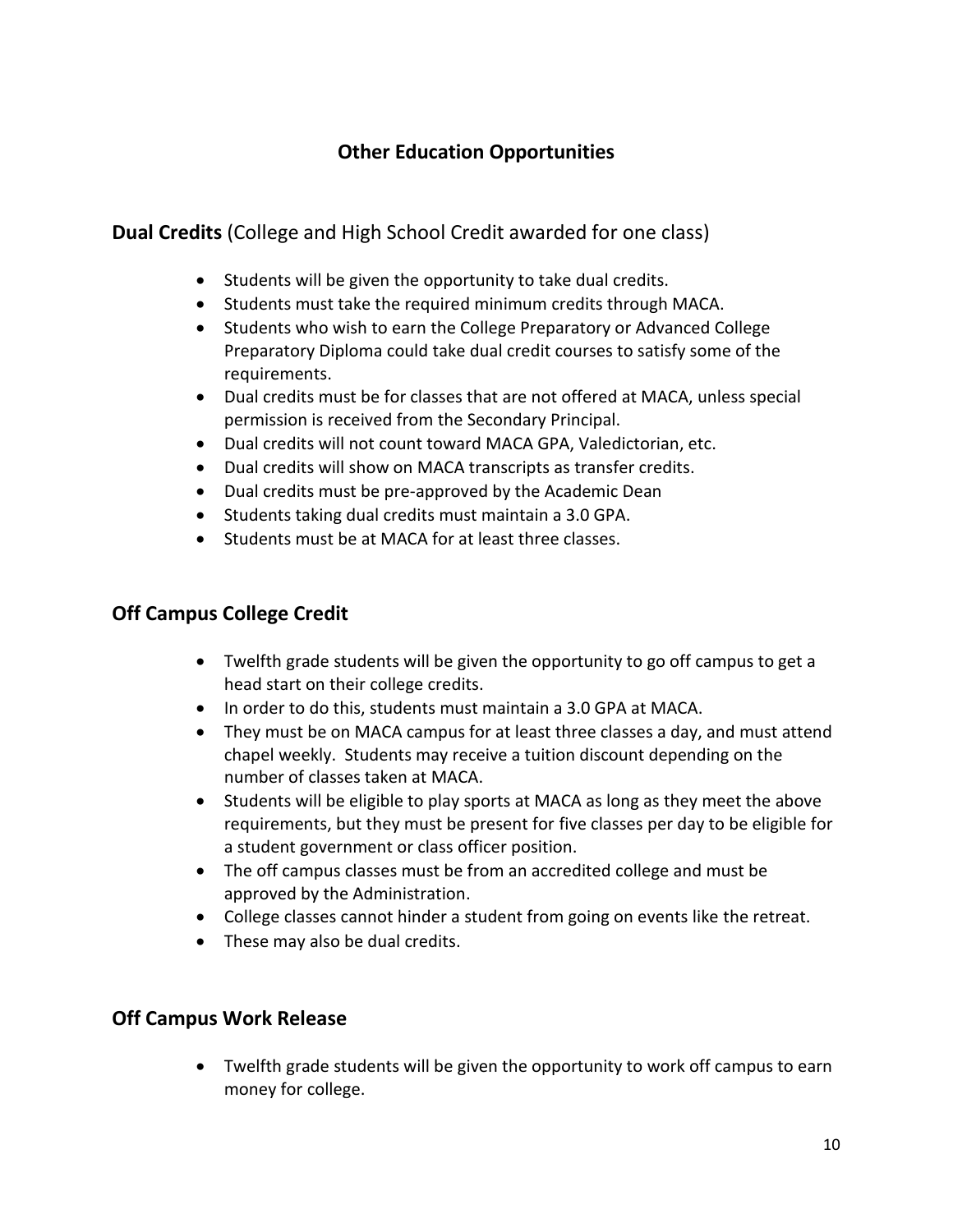# Other Education Opportunities

## Dual Credits (College and High School Credit awarded for one class)

- Students will be given the opportunity to take dual credits.
- Students must take the required minimum credits through MACA.
- Students who wish to earn the College Preparatory or Advanced College Preparatory Diploma could take dual credit courses to satisfy some of the requirements.
- Dual credits must be for classes that are not offered at MACA, unless special permission is received from the Secondary Principal.
- Dual credits will not count toward MACA GPA, Valedictorian, etc.
- Dual credits will show on MACA transcripts as transfer credits.
- Dual credits must be pre-approved by the Academic Dean
- Students taking dual credits must maintain a 3.0 GPA.
- Students must be at MACA for at least three classes.

## Off Campus College Credit

- Twelfth grade students will be given the opportunity to go off campus to get a head start on their college credits.
- In order to do this, students must maintain a 3.0 GPA at MACA.
- They must be on MACA campus for at least three classes a day, and must attend chapel weekly. Students may receive a tuition discount depending on the number of classes taken at MACA.
- Students will be eligible to play sports at MACA as long as they meet the above requirements, but they must be present for five classes per day to be eligible for a student government or class officer position.
- The off campus classes must be from an accredited college and must be approved by the Administration.
- College classes cannot hinder a student from going on events like the retreat.
- These may also be dual credits.

## Off Campus Work Release

- Twelfth grade students will be given the opportunity to work off campus to earn money for college.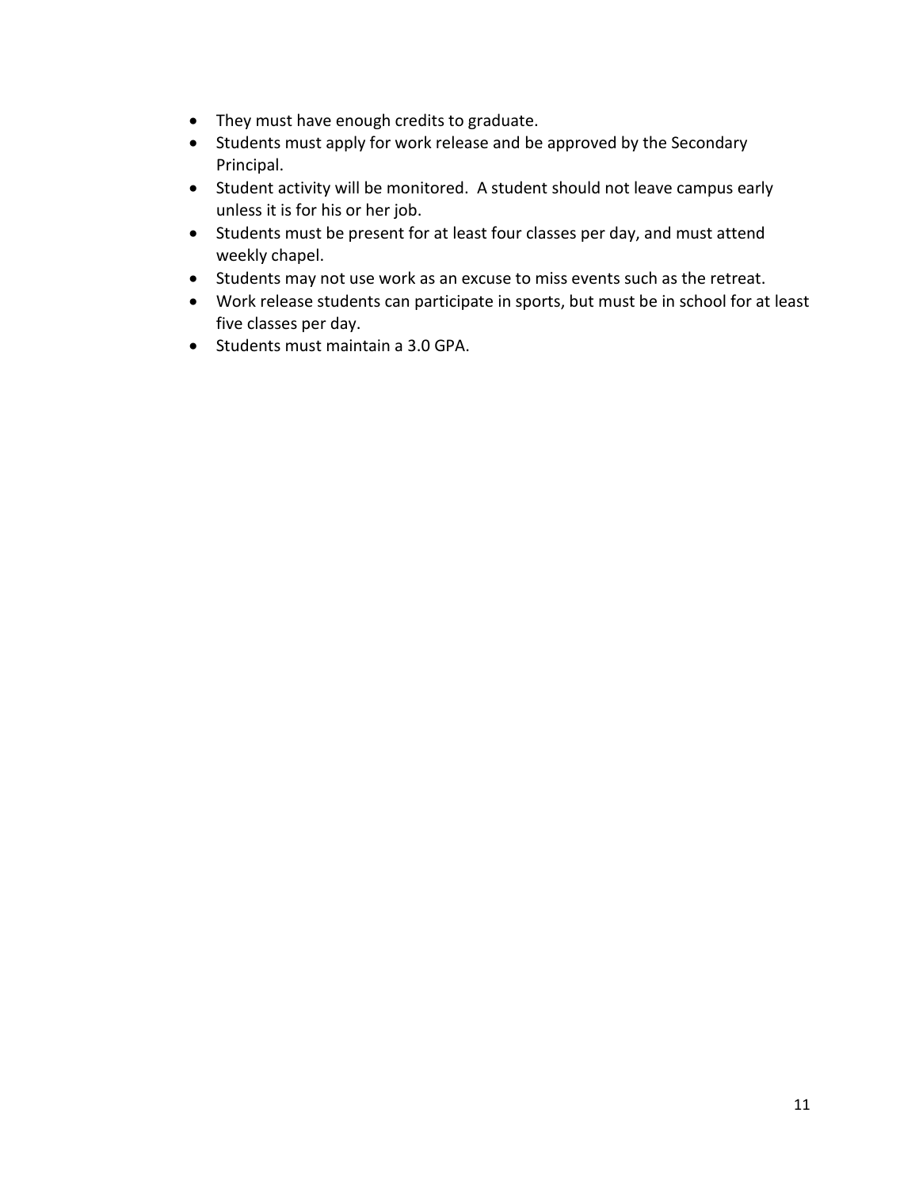- They must have enough credits to graduate.
- Students must apply for work release and be approved by the Secondary Principal.
- Student activity will be monitored. A student should not leave campus early unless it is for his or her job.
- Students must be present for at least four classes per day, and must attend weekly chapel.
- Students may not use work as an excuse to miss events such as the retreat.
- Work release students can participate in sports, but must be in school for at least five classes per day.
- Students must maintain a 3.0 GPA.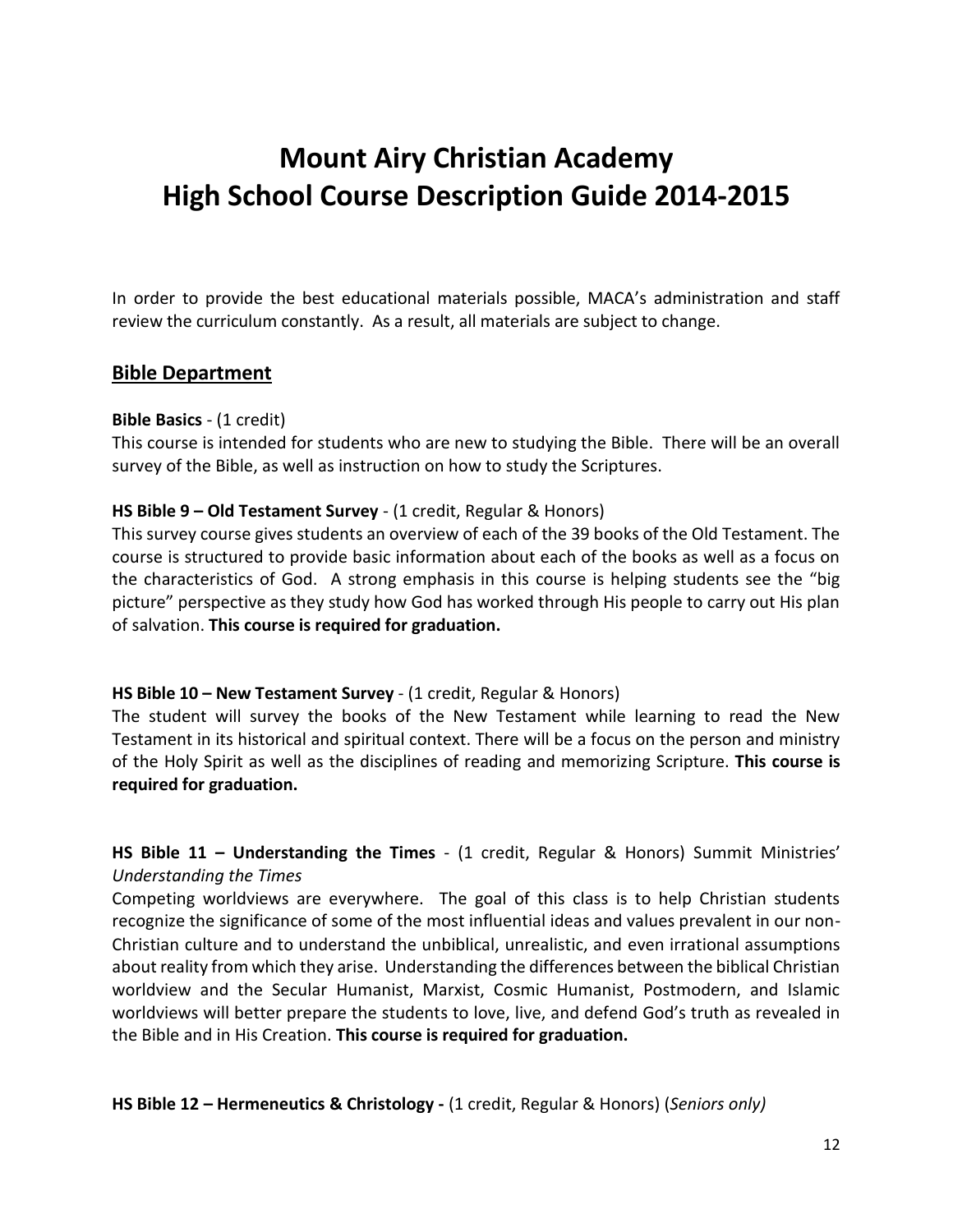# Mount Airy Christian Academy
# High School Course Description Guide 2014-2015

In order to provide the best educational materials possible, MACA's administration and staff review the curriculum constantly. As a result, all materials are subject to change.

## Bible Department

**Bible Basics** - (1 credit)
This course is intended for students who are new to studying the Bible. There will be an overall survey of the Bible, as well as instruction on how to study the Scriptures.

**HS Bible 9 – Old Testament Survey** - (1 credit, Regular & Honors)
This survey course gives students an overview of each of the 39 books of the Old Testament. The course is structured to provide basic information about each of the books as well as a focus on the characteristics of God. A strong emphasis in this course is helping students see the "big picture" perspective as they study how God has worked through His people to carry out His plan of salvation. **This course is required for graduation.**

**HS Bible 10 – New Testament Survey** - (1 credit, Regular & Honors)
The student will survey the books of the New Testament while learning to read the New Testament in its historical and spiritual context. There will be a focus on the person and ministry of the Holy Spirit as well as the disciplines of reading and memorizing Scripture. **This course is required for graduation.**

**HS Bible 11 – Understanding the Times** - (1 credit, Regular & Honors) Summit Ministries' *Understanding the Times*
Competing worldviews are everywhere. The goal of this class is to help Christian students recognize the significance of some of the most influential ideas and values prevalent in our non-Christian culture and to understand the unbiblical, unrealistic, and even irrational assumptions about reality from which they arise. Understanding the differences between the biblical Christian worldview and the Secular Humanist, Marxist, Cosmic Humanist, Postmodern, and Islamic worldviews will better prepare the students to love, live, and defend God's truth as revealed in the Bible and in His Creation. **This course is required for graduation.**

**HS Bible 12 – Hermeneutics & Christology -** (1 credit, Regular & Honors) (*Seniors only)*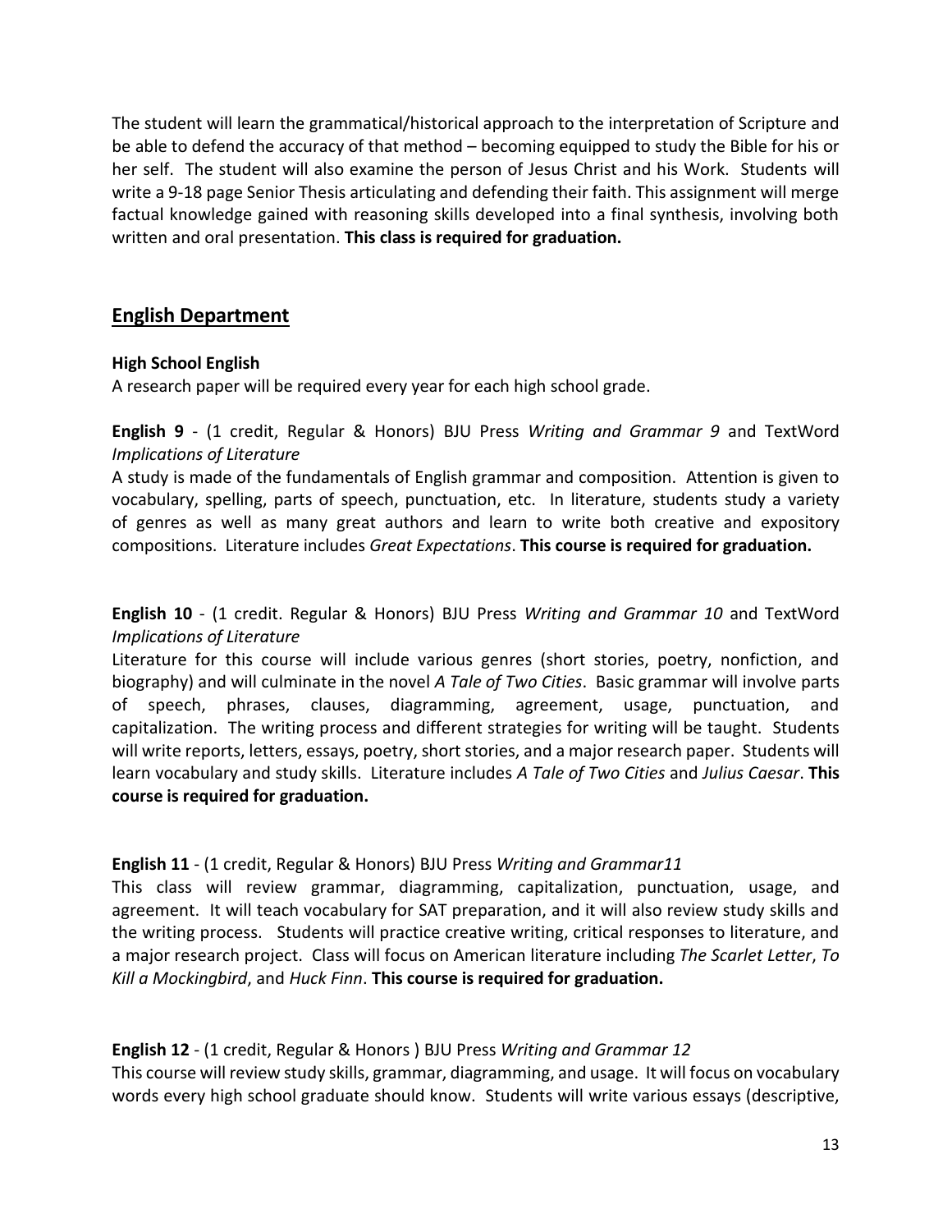The student will learn the grammatical/historical approach to the interpretation of Scripture and be able to defend the accuracy of that method – becoming equipped to study the Bible for his or her self. The student will also examine the person of Jesus Christ and his Work. Students will write a 9-18 page Senior Thesis articulating and defending their faith. This assignment will merge factual knowledge gained with reasoning skills developed into a final synthesis, involving both written and oral presentation. **This class is required for graduation.**

## English Department

**High School English**

A research paper will be required every year for each high school grade.

**English 9** - (1 credit, Regular & Honors) BJU Press *Writing and Grammar 9* and TextWord *Implications of Literature*

A study is made of the fundamentals of English grammar and composition. Attention is given to vocabulary, spelling, parts of speech, punctuation, etc. In literature, students study a variety of genres as well as many great authors and learn to write both creative and expository compositions. Literature includes *Great Expectations*. **This course is required for graduation.**

**English 10** - (1 credit. Regular & Honors) BJU Press *Writing and Grammar 10* and TextWord *Implications of Literature*

Literature for this course will include various genres (short stories, poetry, nonfiction, and biography) and will culminate in the novel *A Tale of Two Cities*. Basic grammar will involve parts of speech, phrases, clauses, diagramming, agreement, usage, punctuation, and capitalization. The writing process and different strategies for writing will be taught. Students will write reports, letters, essays, poetry, short stories, and a major research paper. Students will learn vocabulary and study skills. Literature includes *A Tale of Two Cities* and *Julius Caesar*. **This course is required for graduation.**

**English 11** - (1 credit, Regular & Honors) BJU Press *Writing and Grammar11*

This class will review grammar, diagramming, capitalization, punctuation, usage, and agreement. It will teach vocabulary for SAT preparation, and it will also review study skills and the writing process. Students will practice creative writing, critical responses to literature, and a major research project. Class will focus on American literature including *The Scarlet Letter*, *To Kill a Mockingbird*, and *Huck Finn*. **This course is required for graduation.**

**English 12** - (1 credit, Regular & Honors ) BJU Press *Writing and Grammar 12*

This course will review study skills, grammar, diagramming, and usage. It will focus on vocabulary words every high school graduate should know. Students will write various essays (descriptive,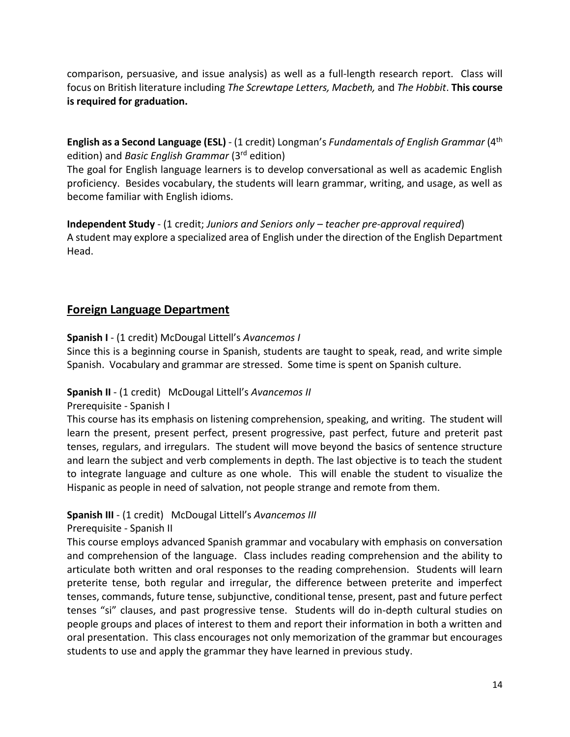comparison, persuasive, and issue analysis) as well as a full-length research report. Class will focus on British literature including *The Screwtape Letters, Macbeth,* and *The Hobbit*. **This course is required for graduation.**

**English as a Second Language (ESL)** - (1 credit) Longman's *Fundamentals of English Grammar* (4th edition) and *Basic English Grammar* (3rd edition)
The goal for English language learners is to develop conversational as well as academic English proficiency. Besides vocabulary, the students will learn grammar, writing, and usage, as well as become familiar with English idioms.

**Independent Study** - (1 credit; *Juniors and Seniors only – teacher pre-approval required*)
A student may explore a specialized area of English under the direction of the English Department Head.

## Foreign Language Department

**Spanish I** - (1 credit) McDougal Littell's *Avancemos I*
Since this is a beginning course in Spanish, students are taught to speak, read, and write simple Spanish. Vocabulary and grammar are stressed. Some time is spent on Spanish culture.

**Spanish II** - (1 credit) McDougal Littell's *Avancemos II*
Prerequisite - Spanish I
This course has its emphasis on listening comprehension, speaking, and writing. The student will learn the present, present perfect, present progressive, past perfect, future and preterit past tenses, regulars, and irregulars. The student will move beyond the basics of sentence structure and learn the subject and verb complements in depth. The last objective is to teach the student to integrate language and culture as one whole. This will enable the student to visualize the Hispanic as people in need of salvation, not people strange and remote from them.

**Spanish III** - (1 credit) McDougal Littell's *Avancemos III*
Prerequisite - Spanish II
This course employs advanced Spanish grammar and vocabulary with emphasis on conversation and comprehension of the language. Class includes reading comprehension and the ability to articulate both written and oral responses to the reading comprehension. Students will learn preterite tense, both regular and irregular, the difference between preterite and imperfect tenses, commands, future tense, subjunctive, conditional tense, present, past and future perfect tenses "si" clauses, and past progressive tense. Students will do in-depth cultural studies on people groups and places of interest to them and report their information in both a written and oral presentation. This class encourages not only memorization of the grammar but encourages students to use and apply the grammar they have learned in previous study.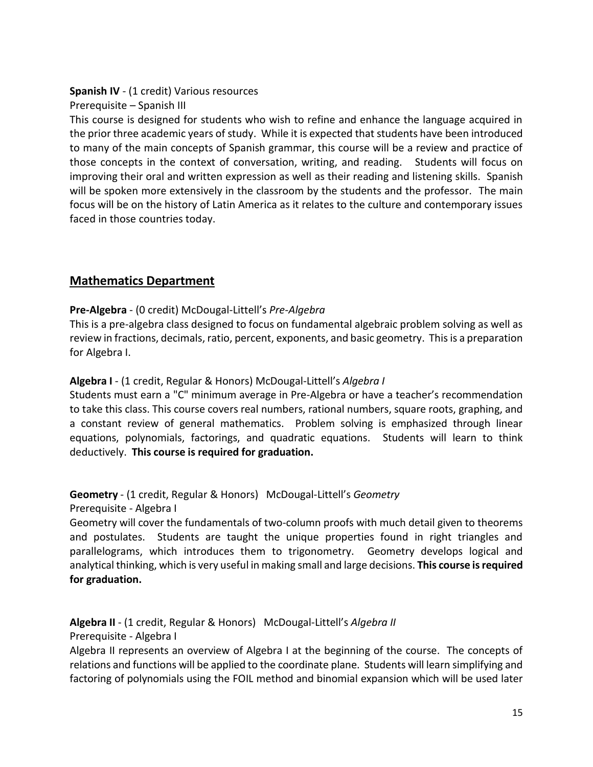**Spanish IV** - (1 credit) Various resources

Prerequisite – Spanish III

This course is designed for students who wish to refine and enhance the language acquired in the prior three academic years of study. While it is expected that students have been introduced to many of the main concepts of Spanish grammar, this course will be a review and practice of those concepts in the context of conversation, writing, and reading. Students will focus on improving their oral and written expression as well as their reading and listening skills. Spanish will be spoken more extensively in the classroom by the students and the professor. The main focus will be on the history of Latin America as it relates to the culture and contemporary issues faced in those countries today.

## Mathematics Department

**Pre-Algebra** - (0 credit) McDougal-Littell's *Pre-Algebra*

This is a pre-algebra class designed to focus on fundamental algebraic problem solving as well as review in fractions, decimals, ratio, percent, exponents, and basic geometry. This is a preparation for Algebra I.

**Algebra I** - (1 credit, Regular & Honors) McDougal-Littell's *Algebra I*

Students must earn a "C" minimum average in Pre-Algebra or have a teacher's recommendation to take this class. This course covers real numbers, rational numbers, square roots, graphing, and a constant review of general mathematics. Problem solving is emphasized through linear equations, polynomials, factorings, and quadratic equations. Students will learn to think deductively. **This course is required for graduation.**

**Geometry** - (1 credit, Regular & Honors) McDougal-Littell's *Geometry*

Prerequisite - Algebra I

Geometry will cover the fundamentals of two-column proofs with much detail given to theorems and postulates. Students are taught the unique properties found in right triangles and parallelograms, which introduces them to trigonometry. Geometry develops logical and analytical thinking, which is very useful in making small and large decisions. **This course is required for graduation.**

**Algebra II** - (1 credit, Regular & Honors) McDougal-Littell's *Algebra II*

Prerequisite - Algebra I

Algebra II represents an overview of Algebra I at the beginning of the course. The concepts of relations and functions will be applied to the coordinate plane. Students will learn simplifying and factoring of polynomials using the FOIL method and binomial expansion which will be used later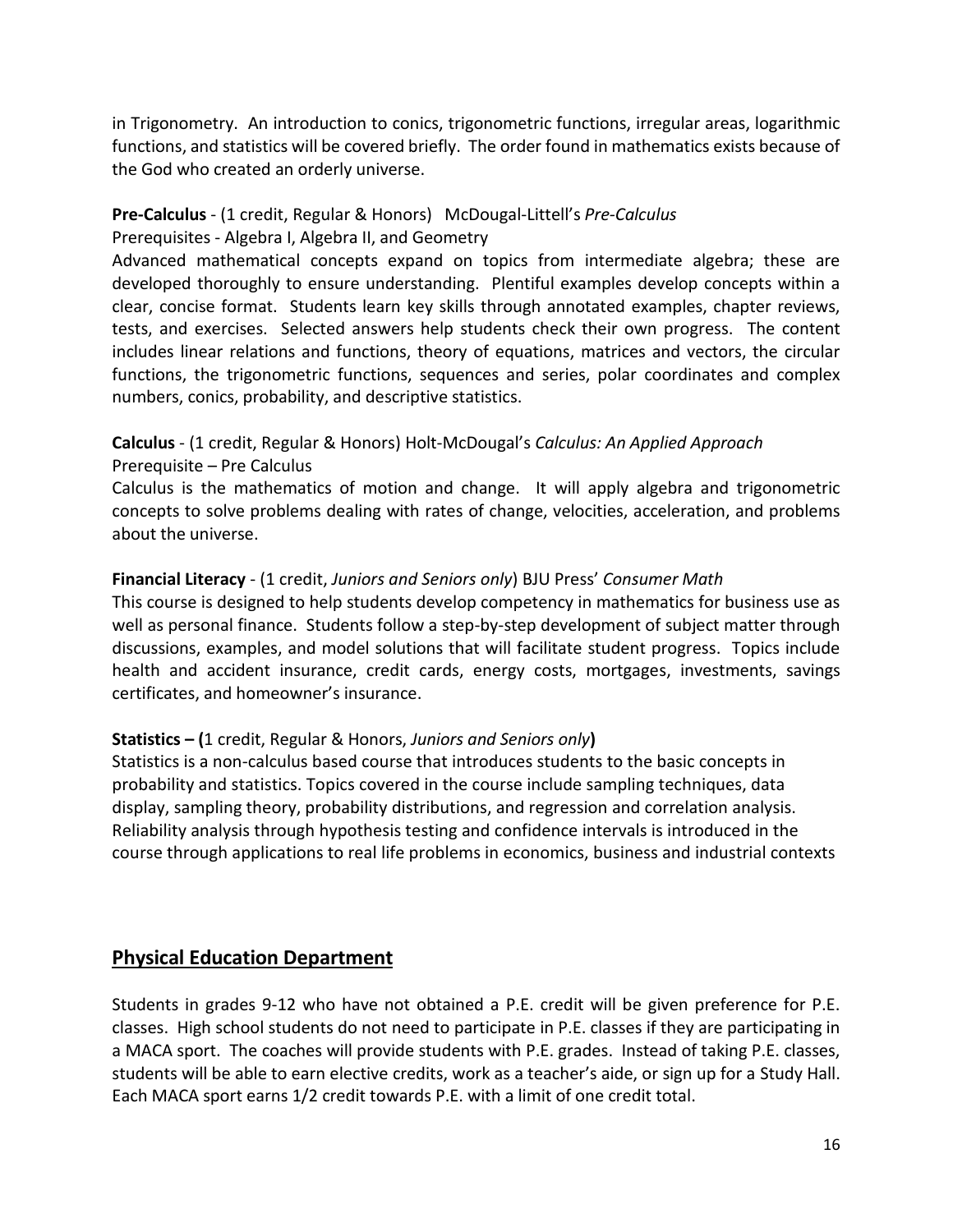in Trigonometry. An introduction to conics, trigonometric functions, irregular areas, logarithmic functions, and statistics will be covered briefly. The order found in mathematics exists because of the God who created an orderly universe.

**Pre-Calculus** - (1 credit, Regular & Honors) McDougal-Littell's *Pre-Calculus*
Prerequisites - Algebra I, Algebra II, and Geometry
Advanced mathematical concepts expand on topics from intermediate algebra; these are developed thoroughly to ensure understanding. Plentiful examples develop concepts within a clear, concise format. Students learn key skills through annotated examples, chapter reviews, tests, and exercises. Selected answers help students check their own progress. The content includes linear relations and functions, theory of equations, matrices and vectors, the circular functions, the trigonometric functions, sequences and series, polar coordinates and complex numbers, conics, probability, and descriptive statistics.

**Calculus** - (1 credit, Regular & Honors) Holt-McDougal's *Calculus: An Applied Approach*
Prerequisite – Pre Calculus
Calculus is the mathematics of motion and change. It will apply algebra and trigonometric concepts to solve problems dealing with rates of change, velocities, acceleration, and problems about the universe.

**Financial Literacy** - (1 credit, *Juniors and Seniors only*) BJU Press' *Consumer Math*
This course is designed to help students develop competency in mathematics for business use as well as personal finance. Students follow a step-by-step development of subject matter through discussions, examples, and model solutions that will facilitate student progress. Topics include health and accident insurance, credit cards, energy costs, mortgages, investments, savings certificates, and homeowner's insurance.

**Statistics – (**1 credit, Regular & Honors, *Juniors and Seniors only***)**
Statistics is a non-calculus based course that introduces students to the basic concepts in probability and statistics. Topics covered in the course include sampling techniques, data display, sampling theory, probability distributions, and regression and correlation analysis. Reliability analysis through hypothesis testing and confidence intervals is introduced in the course through applications to real life problems in economics, business and industrial contexts

## Physical Education Department

Students in grades 9-12 who have not obtained a P.E. credit will be given preference for P.E. classes. High school students do not need to participate in P.E. classes if they are participating in a MACA sport. The coaches will provide students with P.E. grades. Instead of taking P.E. classes, students will be able to earn elective credits, work as a teacher's aide, or sign up for a Study Hall. Each MACA sport earns 1/2 credit towards P.E. with a limit of one credit total.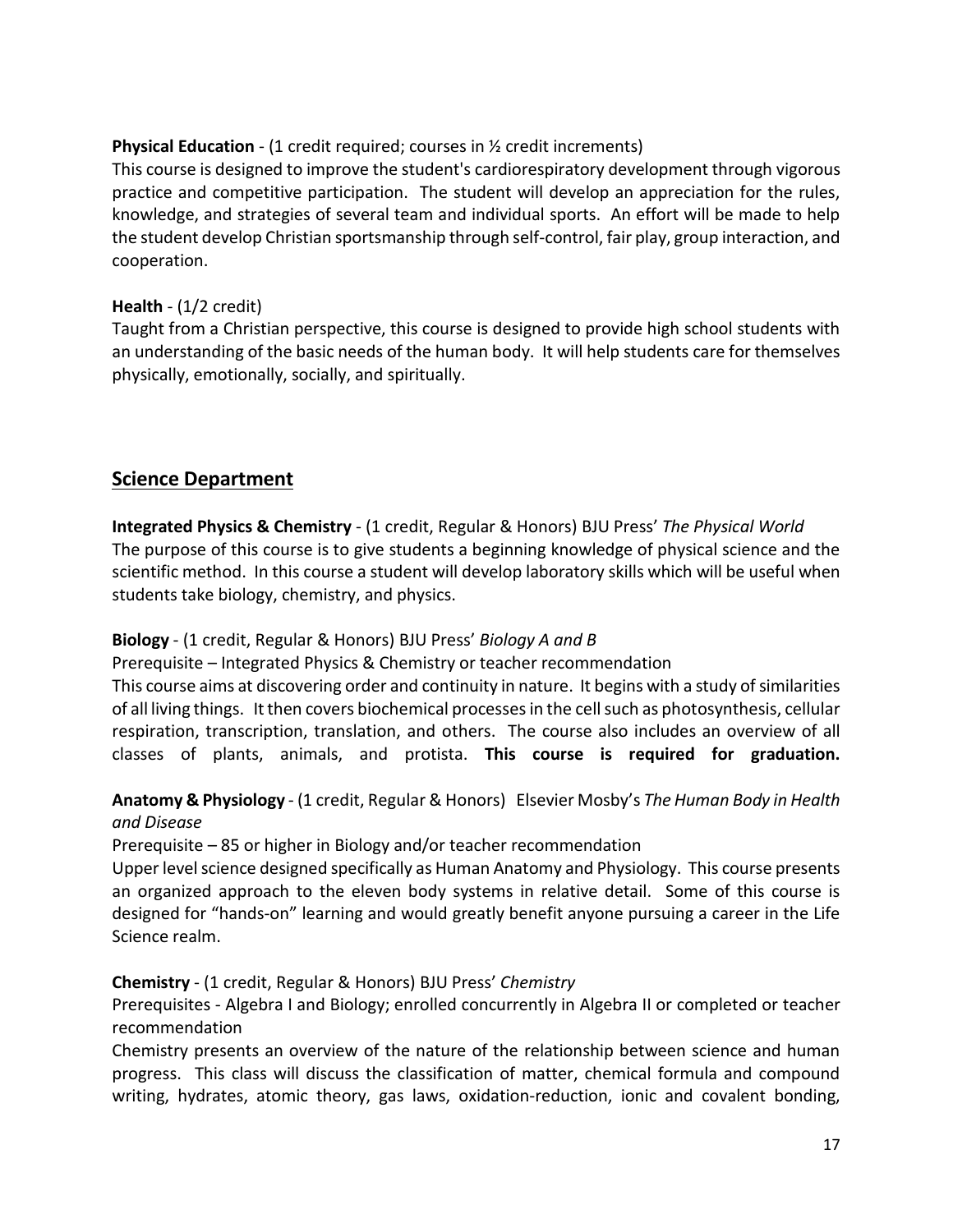**Physical Education** - (1 credit required; courses in ½ credit increments)
This course is designed to improve the student's cardiorespiratory development through vigorous practice and competitive participation. The student will develop an appreciation for the rules, knowledge, and strategies of several team and individual sports. An effort will be made to help the student develop Christian sportsmanship through self-control, fair play, group interaction, and cooperation.

**Health** - (1/2 credit)
Taught from a Christian perspective, this course is designed to provide high school students with an understanding of the basic needs of the human body. It will help students care for themselves physically, emotionally, socially, and spiritually.

## Science Department

**Integrated Physics & Chemistry** - (1 credit, Regular & Honors) BJU Press' *The Physical World*
The purpose of this course is to give students a beginning knowledge of physical science and the scientific method. In this course a student will develop laboratory skills which will be useful when students take biology, chemistry, and physics.

**Biology** - (1 credit, Regular & Honors) BJU Press' *Biology A and B*
Prerequisite – Integrated Physics & Chemistry or teacher recommendation
This course aims at discovering order and continuity in nature. It begins with a study of similarities of all living things. It then covers biochemical processes in the cell such as photosynthesis, cellular respiration, transcription, translation, and others. The course also includes an overview of all classes of plants, animals, and protista. **This course is required for graduation.**

**Anatomy & Physiology** - (1 credit, Regular & Honors) Elsevier Mosby's *The Human Body in Health and Disease*
Prerequisite – 85 or higher in Biology and/or teacher recommendation
Upper level science designed specifically as Human Anatomy and Physiology. This course presents an organized approach to the eleven body systems in relative detail. Some of this course is designed for "hands-on" learning and would greatly benefit anyone pursuing a career in the Life Science realm.

**Chemistry** - (1 credit, Regular & Honors) BJU Press' *Chemistry*
Prerequisites - Algebra I and Biology; enrolled concurrently in Algebra II or completed or teacher recommendation
Chemistry presents an overview of the nature of the relationship between science and human progress. This class will discuss the classification of matter, chemical formula and compound writing, hydrates, atomic theory, gas laws, oxidation-reduction, ionic and covalent bonding,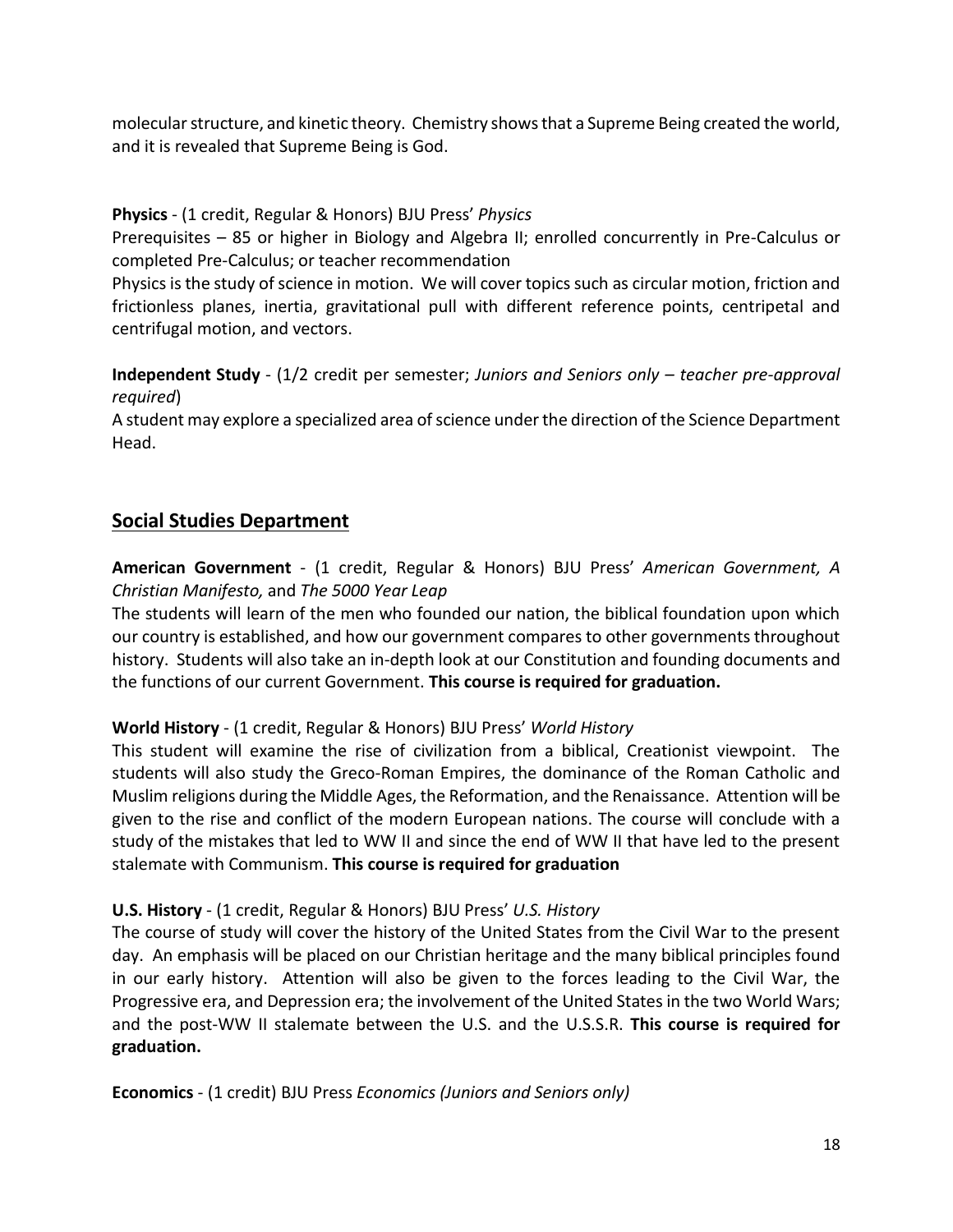molecular structure, and kinetic theory. Chemistry shows that a Supreme Being created the world, and it is revealed that Supreme Being is God.

**Physics** - (1 credit, Regular & Honors) BJU Press' *Physics*
Prerequisites – 85 or higher in Biology and Algebra II; enrolled concurrently in Pre-Calculus or completed Pre-Calculus; or teacher recommendation
Physics is the study of science in motion. We will cover topics such as circular motion, friction and frictionless planes, inertia, gravitational pull with different reference points, centripetal and centrifugal motion, and vectors.

**Independent Study** - (1/2 credit per semester; *Juniors and Seniors only – teacher pre-approval required*)
A student may explore a specialized area of science under the direction of the Science Department Head.

## Social Studies Department

**American Government** - (1 credit, Regular & Honors) BJU Press' *American Government, A Christian Manifesto,* and *The 5000 Year Leap*
The students will learn of the men who founded our nation, the biblical foundation upon which our country is established, and how our government compares to other governments throughout history. Students will also take an in-depth look at our Constitution and founding documents and the functions of our current Government. **This course is required for graduation.**

**World History** - (1 credit, Regular & Honors) BJU Press' *World History*
This student will examine the rise of civilization from a biblical, Creationist viewpoint. The students will also study the Greco-Roman Empires, the dominance of the Roman Catholic and Muslim religions during the Middle Ages, the Reformation, and the Renaissance. Attention will be given to the rise and conflict of the modern European nations. The course will conclude with a study of the mistakes that led to WW II and since the end of WW II that have led to the present stalemate with Communism. **This course is required for graduation**

**U.S. History** - (1 credit, Regular & Honors) BJU Press' *U.S. History*
The course of study will cover the history of the United States from the Civil War to the present day. An emphasis will be placed on our Christian heritage and the many biblical principles found in our early history. Attention will also be given to the forces leading to the Civil War, the Progressive era, and Depression era; the involvement of the United States in the two World Wars; and the post-WW II stalemate between the U.S. and the U.S.S.R. **This course is required for graduation.**

**Economics** - (1 credit) BJU Press *Economics (Juniors and Seniors only)*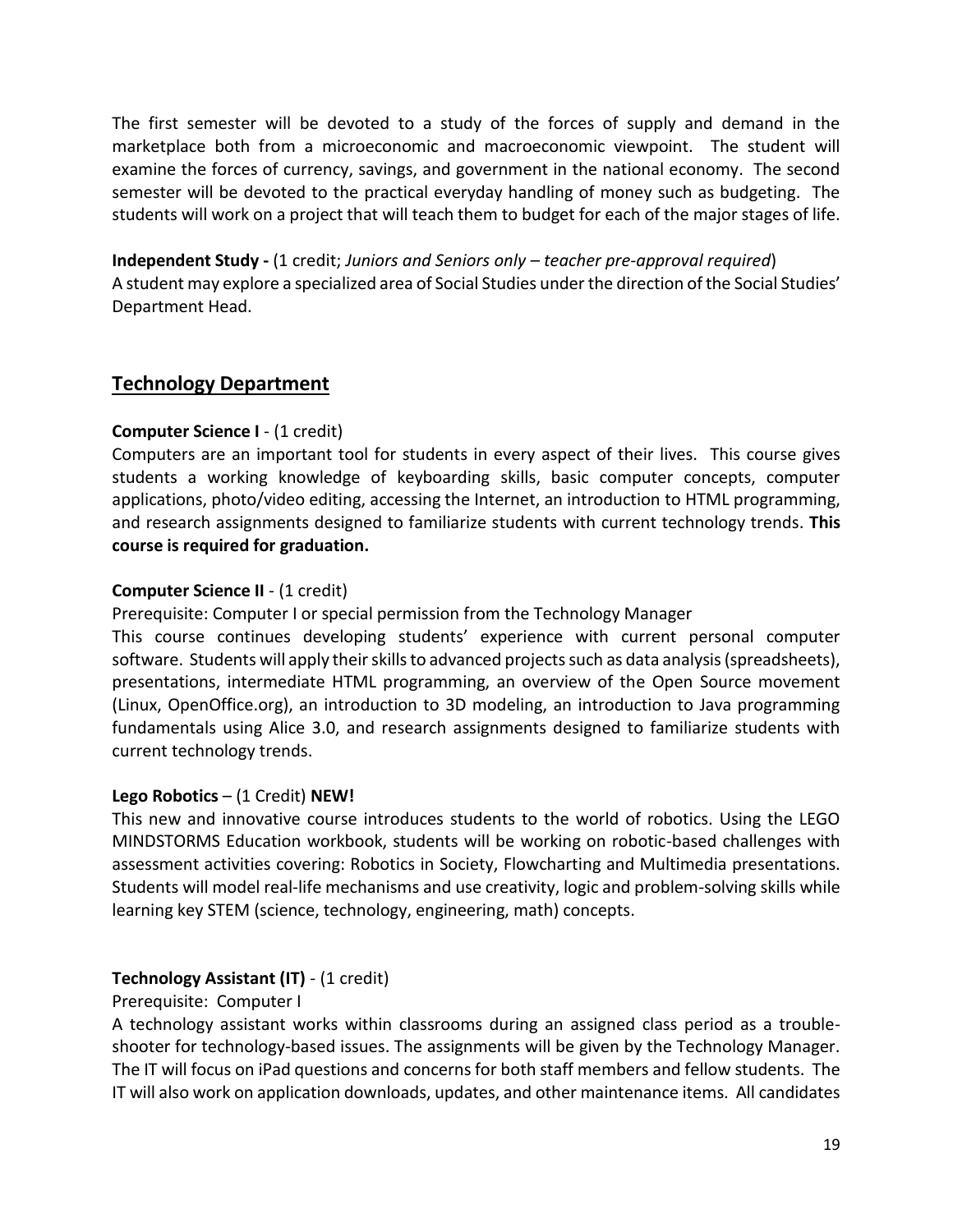The first semester will be devoted to a study of the forces of supply and demand in the marketplace both from a microeconomic and macroeconomic viewpoint. The student will examine the forces of currency, savings, and government in the national economy. The second semester will be devoted to the practical everyday handling of money such as budgeting. The students will work on a project that will teach them to budget for each of the major stages of life.

**Independent Study -** (1 credit; *Juniors and Seniors only – teacher pre-approval required*)
A student may explore a specialized area of Social Studies under the direction of the Social Studies' Department Head.

## Technology Department

**Computer Science I** - (1 credit)
Computers are an important tool for students in every aspect of their lives. This course gives students a working knowledge of keyboarding skills, basic computer concepts, computer applications, photo/video editing, accessing the Internet, an introduction to HTML programming, and research assignments designed to familiarize students with current technology trends. **This course is required for graduation.**

**Computer Science II** - (1 credit)
Prerequisite: Computer I or special permission from the Technology Manager
This course continues developing students' experience with current personal computer software. Students will apply their skills to advanced projects such as data analysis (spreadsheets), presentations, intermediate HTML programming, an overview of the Open Source movement (Linux, OpenOffice.org), an introduction to 3D modeling, an introduction to Java programming fundamentals using Alice 3.0, and research assignments designed to familiarize students with current technology trends.

**Lego Robotics** – (1 Credit) **NEW!**
This new and innovative course introduces students to the world of robotics. Using the LEGO MINDSTORMS Education workbook, students will be working on robotic-based challenges with assessment activities covering: Robotics in Society, Flowcharting and Multimedia presentations. Students will model real-life mechanisms and use creativity, logic and problem-solving skills while learning key STEM (science, technology, engineering, math) concepts.

**Technology Assistant (IT)** - (1 credit)
Prerequisite: Computer I
A technology assistant works within classrooms during an assigned class period as a trouble-shooter for technology-based issues. The assignments will be given by the Technology Manager. The IT will focus on iPad questions and concerns for both staff members and fellow students. The IT will also work on application downloads, updates, and other maintenance items. All candidates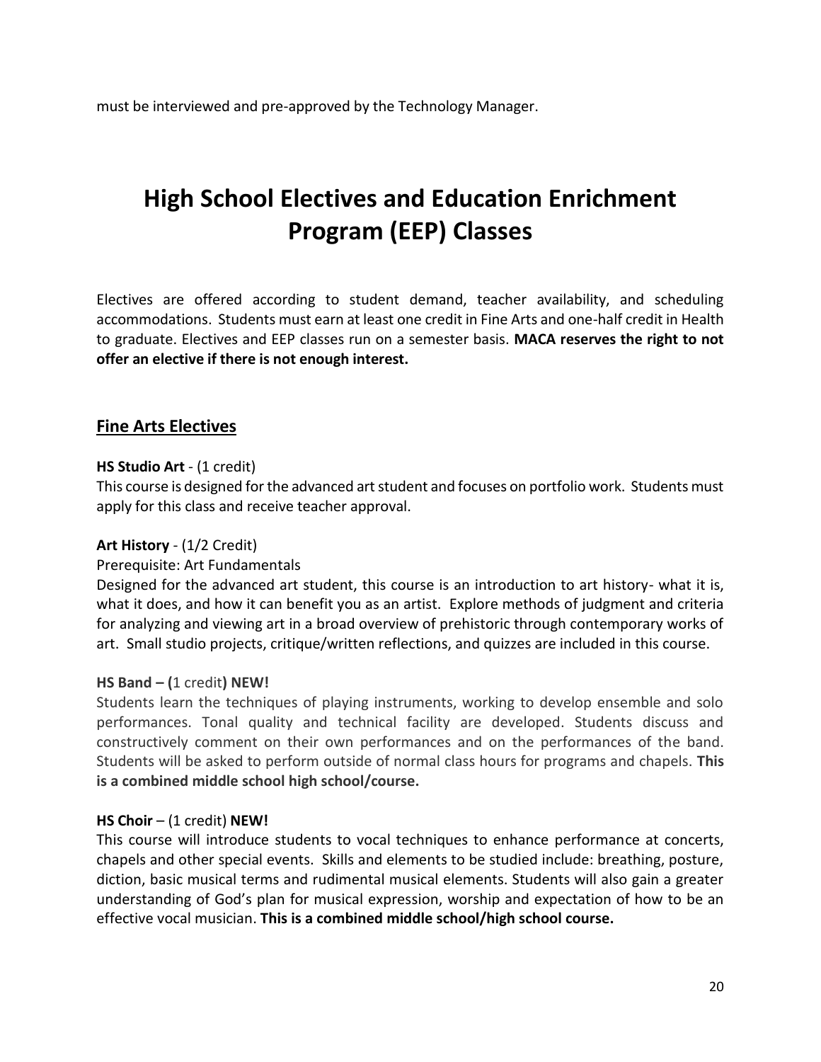must be interviewed and pre-approved by the Technology Manager.

# High School Electives and Education Enrichment Program (EEP) Classes

Electives are offered according to student demand, teacher availability, and scheduling accommodations. Students must earn at least one credit in Fine Arts and one-half credit in Health to graduate. Electives and EEP classes run on a semester basis. **MACA reserves the right to not offer an elective if there is not enough interest.**

## Fine Arts Electives

**HS Studio Art** - (1 credit)
This course is designed for the advanced art student and focuses on portfolio work. Students must apply for this class and receive teacher approval.

**Art History** - (1/2 Credit)
Prerequisite: Art Fundamentals
Designed for the advanced art student, this course is an introduction to art history- what it is, what it does, and how it can benefit you as an artist. Explore methods of judgment and criteria for analyzing and viewing art in a broad overview of prehistoric through contemporary works of art. Small studio projects, critique/written reflections, and quizzes are included in this course.

**HS Band – (**1 credit**) NEW!**
Students learn the techniques of playing instruments, working to develop ensemble and solo performances. Tonal quality and technical facility are developed. Students discuss and constructively comment on their own performances and on the performances of the band. Students will be asked to perform outside of normal class hours for programs and chapels. **This is a combined middle school high school/course.**

**HS Choir** – (1 credit) **NEW!**
This course will introduce students to vocal techniques to enhance performance at concerts, chapels and other special events. Skills and elements to be studied include: breathing, posture, diction, basic musical terms and rudimental musical elements. Students will also gain a greater understanding of God's plan for musical expression, worship and expectation of how to be an effective vocal musician. **This is a combined middle school/high school course.**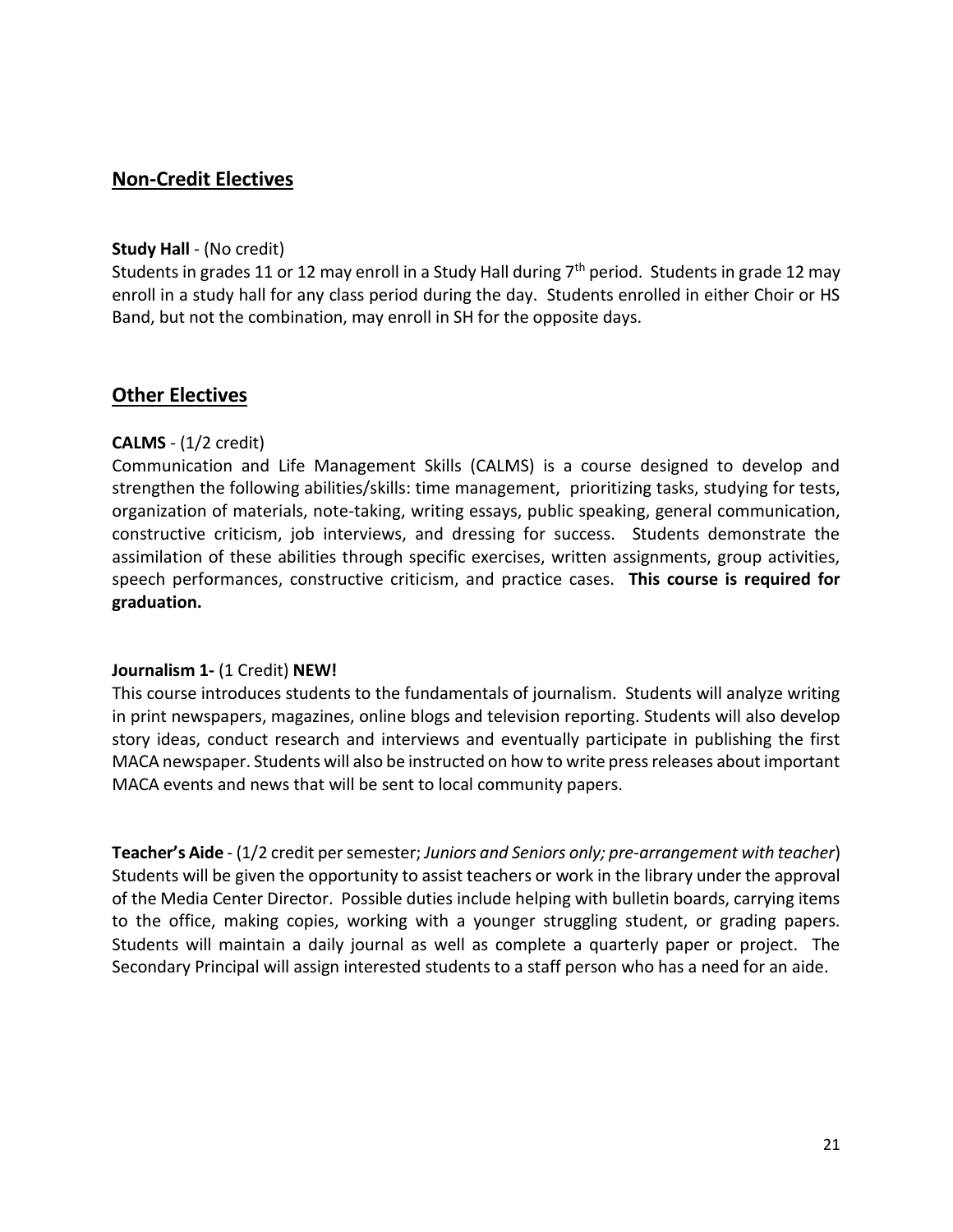## Non-Credit Electives

**Study Hall** - (No credit)
Students in grades 11 or 12 may enroll in a Study Hall during 7th period. Students in grade 12 may enroll in a study hall for any class period during the day. Students enrolled in either Choir or HS Band, but not the combination, may enroll in SH for the opposite days.

## Other Electives

**CALMS** - (1/2 credit)
Communication and Life Management Skills (CALMS) is a course designed to develop and strengthen the following abilities/skills: time management, prioritizing tasks, studying for tests, organization of materials, note-taking, writing essays, public speaking, general communication, constructive criticism, job interviews, and dressing for success. Students demonstrate the assimilation of these abilities through specific exercises, written assignments, group activities, speech performances, constructive criticism, and practice cases. **This course is required for graduation.**

**Journalism 1-** (1 Credit) **NEW!**
This course introduces students to the fundamentals of journalism. Students will analyze writing in print newspapers, magazines, online blogs and television reporting. Students will also develop story ideas, conduct research and interviews and eventually participate in publishing the first MACA newspaper. Students will also be instructed on how to write press releases about important MACA events and news that will be sent to local community papers.

**Teacher's Aide** - (1/2 credit per semester; *Juniors and Seniors only; pre-arrangement with teacher*)
Students will be given the opportunity to assist teachers or work in the library under the approval of the Media Center Director. Possible duties include helping with bulletin boards, carrying items to the office, making copies, working with a younger struggling student, or grading papers. Students will maintain a daily journal as well as complete a quarterly paper or project. The Secondary Principal will assign interested students to a staff person who has a need for an aide.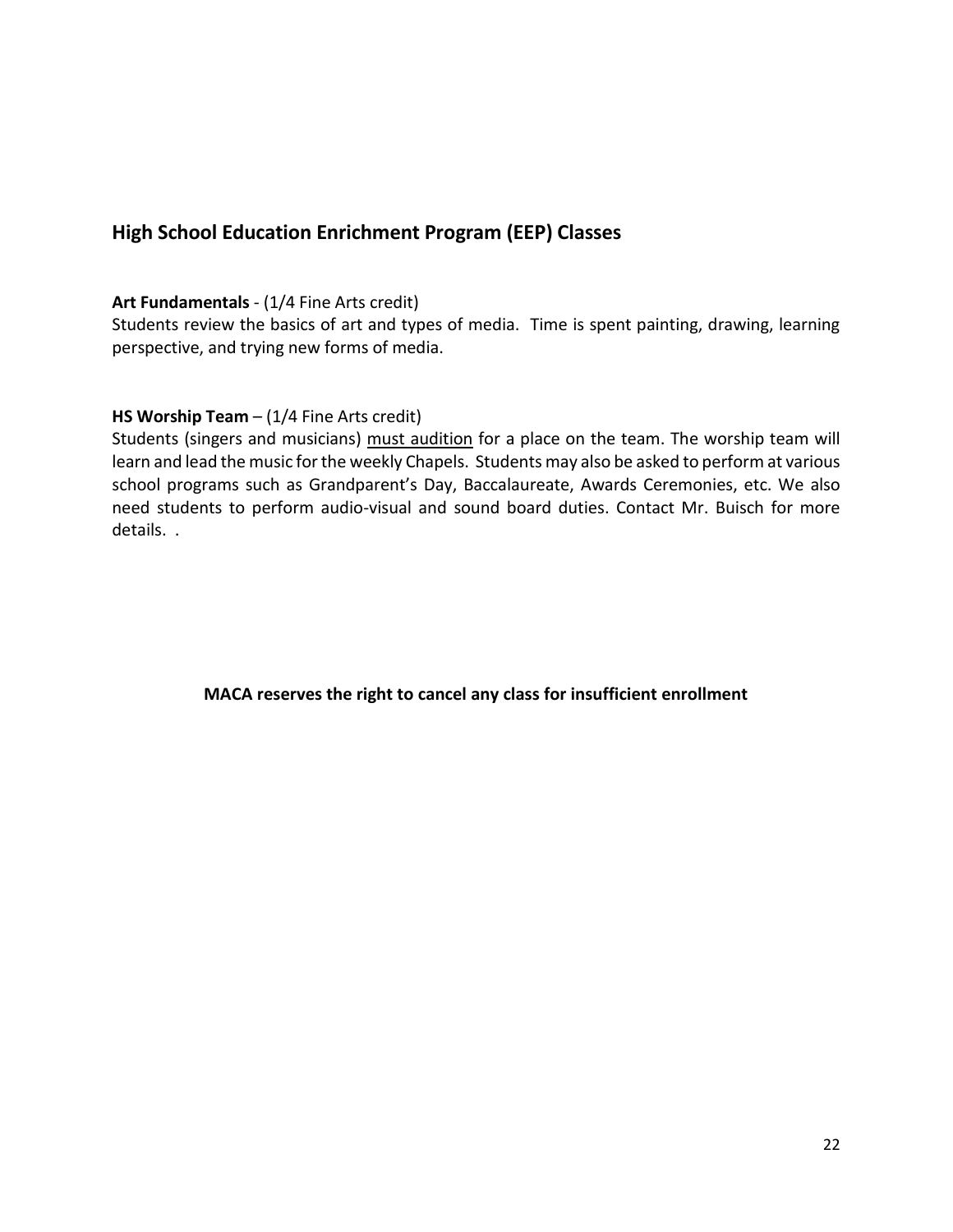## High School Education Enrichment Program (EEP) Classes

**Art Fundamentals** - (1/4 Fine Arts credit)
Students review the basics of art and types of media. Time is spent painting, drawing, learning perspective, and trying new forms of media.

**HS Worship Team** – (1/4 Fine Arts credit)
Students (singers and musicians) <u>must audition</u> for a place on the team. The worship team will learn and lead the music for the weekly Chapels. Students may also be asked to perform at various school programs such as Grandparent's Day, Baccalaureate, Awards Ceremonies, etc. We also need students to perform audio-visual and sound board duties. Contact Mr. Buisch for more details. .

**MACA reserves the right to cancel any class for insufficient enrollment**